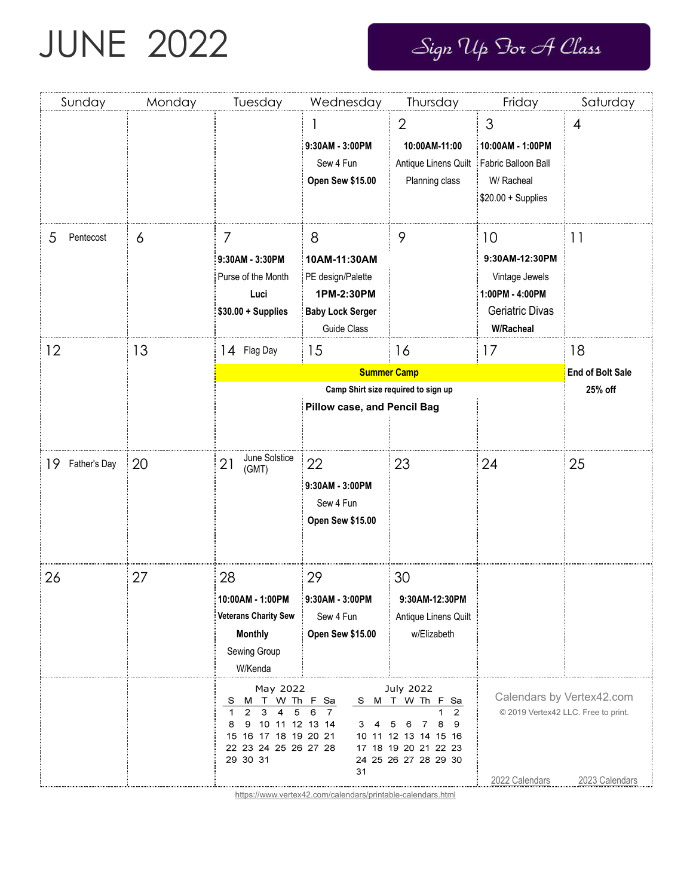# JUNE 2022

**Sign Up For A Class**

| Sunday | Monday | Tuesday | Wednesday | Thursday | Friday | Saturday |
|---|---|---|---|---|---|---|
| | | | 1<br>**9:30AM - 3:00PM**<br>Sew 4 Fun<br>**Open Sew $15.00** | 2<br>**10:00AM-11:00**<br>Antique Linens Quilt<br>Planning class | 3<br>**10:00AM - 1:00PM**<br>Fabric Balloon Ball<br>W/ Racheal<br>$20.00 + Supplies | 4 |
| 5 Pentecost | 6 | 7<br>**9:30AM - 3:30PM**<br>Purse of the Month<br>**Luci**<br>**$30.00 + Supplies** | 8<br>**10AM-11:30AM**<br>PE design/Palette<br>**1PM-2:30PM**<br>**Baby Lock Serger**<br>Guide Class | 9 | 10<br>**9:30AM-12:30PM**<br>Vintage Jewels<br>**1:00PM - 4:00PM**<br>Geriatric Divas<br>**W/Racheal** | 11 |
| 12 | 13 | 14 Flag Day<br>**Summer Camp**<br>**Camp Shirt size required to sign up** | 15<br>**Pillow case, and Pencil Bag** | 16 | 17 | 18<br>**End of Bolt Sale**<br>**25% off** |
| 19 Father's Day | 20 | 21 June Solstice (GMT) | 22<br>**9:30AM - 3:00PM**<br>Sew 4 Fun<br>**Open Sew $15.00** | 23 | 24 | 25 |
| 26 | 27 | 28<br>**10:00AM - 1:00PM**<br>**Veterans Charity Sew**<br>**Monthly**<br>Sewing Group<br>W/Kenda | 29<br>**9:30AM - 3:00PM**<br>Sew 4 Fun<br>**Open Sew $15.00** | 30<br>**9:30AM-12:30PM**<br>Antique Linens Quilt<br>w/Elizabeth | | |

**May 2022**

| S | M | T | W | Th | F | Sa |
|---|---|---|---|---|---|---|
| 1 | 2 | 3 | 4 | 5 | 6 | 7 |
| 8 | 9 | 10 | 11 | 12 | 13 | 14 |
| 15 | 16 | 17 | 18 | 19 | 20 | 21 |
| 22 | 23 | 24 | 25 | 26 | 27 | 28 |
| 29 | 30 | 31 | | | | |

**July 2022**

| S | M | T | W | Th | F | Sa |
|---|---|---|---|---|---|---|
| | | | | | 1 | 2 |
| 3 | 4 | 5 | 6 | 7 | 8 | 9 |
| 10 | 11 | 12 | 13 | 14 | 15 | 16 |
| 17 | 18 | 19 | 20 | 21 | 22 | 23 |
| 24 | 25 | 26 | 27 | 28 | 29 | 30 |
| 31 | | | | | | |

Calendars by Vertex42.com
© 2019 Vertex42 LLC. Free to print.

2022 Calendars | 2023 Calendars

https://www.vertex42.com/calendars/printable-calendars.html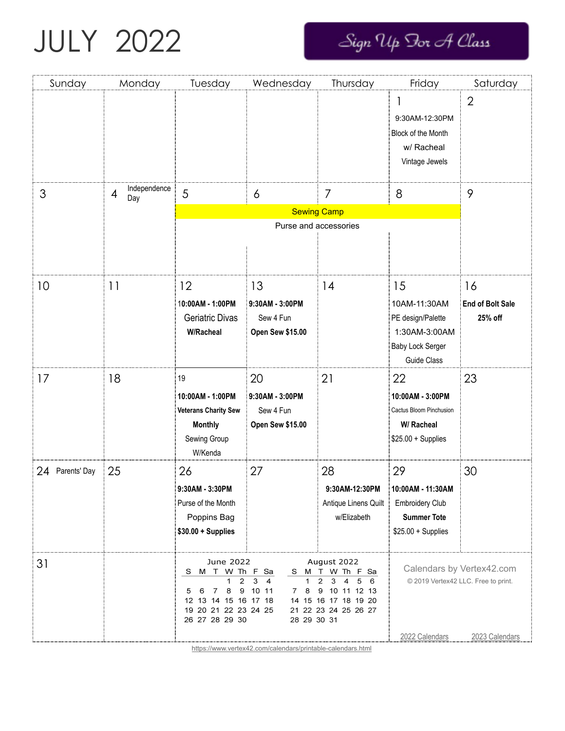# JULY 2022

Sign Up For A Class

| Sunday | Monday | Tuesday | Wednesday | Thursday | Friday | Saturday |
|---|---|---|---|---|---|---|
| | | | | | 1<br>9:30AM-12:30PM<br>Block of the Month<br>w/ Racheal<br>Vintage Jewels | 2 |
| 3 | 4 Independence Day | 5<br>Sewing Camp<br>Purse and accessories | 6 | 7 | 8 | 9 |
| 10 | 11 | 12<br>**10:00AM - 1:00PM**<br>Geriatric Divas<br>**W/Racheal** | 13<br>**9:30AM - 3:00PM**<br>Sew 4 Fun<br>**Open Sew $15.00** | 14 | 15<br>10AM-11:30AM<br>PE design/Palette<br>1:30AM-3:00AM<br>Baby Lock Serger Guide Class | 16<br>**End of Bolt Sale**<br>**25% off** |
| 17 | 18 | 19<br>**10:00AM - 1:00PM**<br>**Veterans Charity Sew**<br>**Monthly**<br>Sewing Group<br>W/Kenda | 20<br>**9:30AM - 3:00PM**<br>Sew 4 Fun<br>**Open Sew $15.00** | 21 | 22<br>**10:00AM - 3:00PM**<br>Cactus Bloom Pinchusion<br>**W/ Racheal**<br>$25.00 + Supplies | 23 |
| 24 Parents' Day | 25 | 26<br>**9:30AM - 3:30PM**<br>Purse of the Month<br>Poppins Bag<br>**$30.00 + Supplies** | 27 | 28<br>**9:30AM-12:30PM**<br>Antique Linens Quilt<br>w/Elizabeth | 29<br>**10:00AM - 11:30AM**<br>Embroidery Club<br>**Summer Tote**<br>$25.00 + Supplies | 30 |
| 31 | | | | | | |

June 2022

| S | M | T | W | Th | F | Sa |
|---|---|---|---|---|---|---|
| | | | 1 | 2 | 3 | 4 |
| 5 | 6 | 7 | 8 | 9 | 10 | 11 |
| 12 | 13 | 14 | 15 | 16 | 17 | 18 |
| 19 | 20 | 21 | 22 | 23 | 24 | 25 |
| 26 | 27 | 28 | 29 | 30 | | |

August 2022

| S | M | T | W | Th | F | Sa |
|---|---|---|---|---|---|---|
| | 1 | 2 | 3 | 4 | 5 | 6 |
| 7 | 8 | 9 | 10 | 11 | 12 | 13 |
| 14 | 15 | 16 | 17 | 18 | 19 | 20 |
| 21 | 22 | 23 | 24 | 25 | 26 | 27 |
| 28 | 29 | 30 | 31 | | | |

Calendars by Vertex42.com

© 2019 Vertex42 LLC. Free to print.

2022 Calendars 2023 Calendars

https://www.vertex42.com/calendars/printable-calendars.html